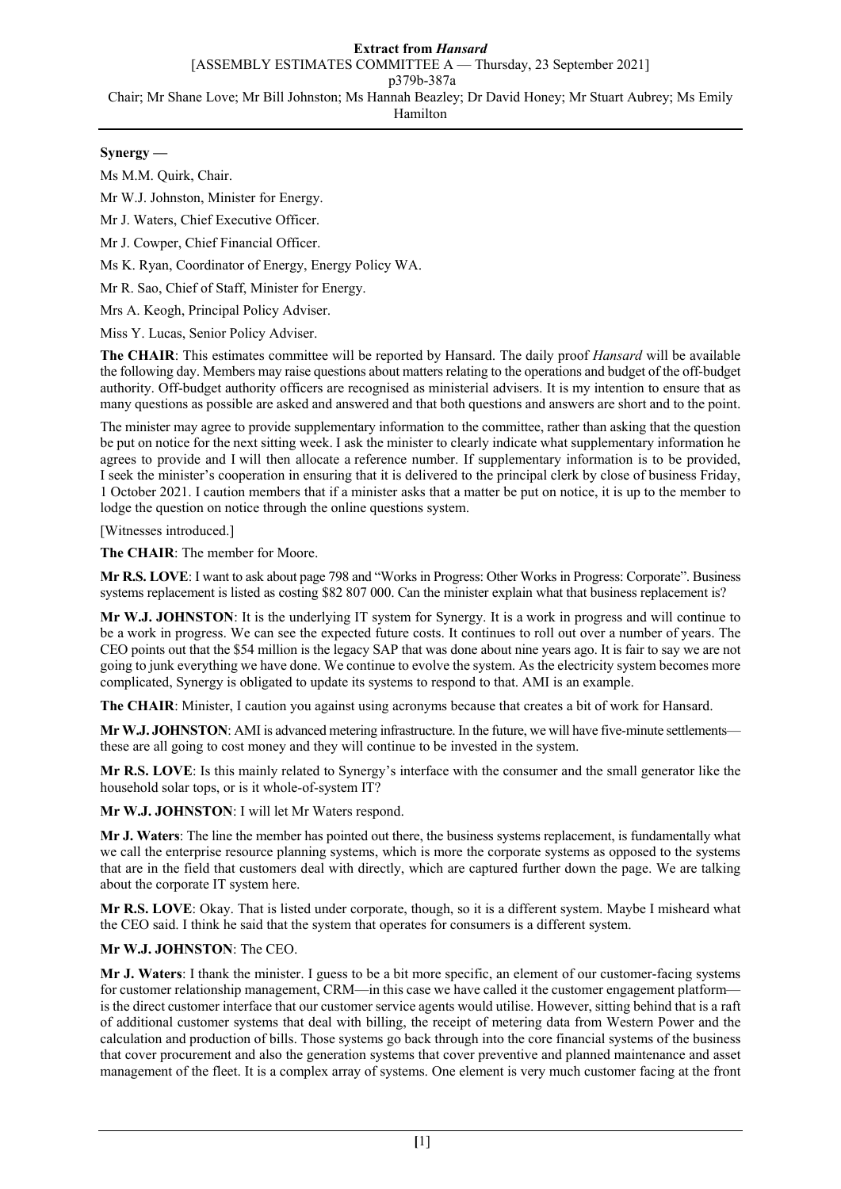**Synergy —**

Ms M.M. Quirk, Chair.

Mr W.J. Johnston, Minister for Energy.

Mr J. Waters, Chief Executive Officer.

Mr J. Cowper, Chief Financial Officer.

Ms K. Ryan, Coordinator of Energy, Energy Policy WA.

Mr R. Sao, Chief of Staff, Minister for Energy.

Mrs A. Keogh, Principal Policy Adviser.

Miss Y. Lucas, Senior Policy Adviser.

**The CHAIR**: This estimates committee will be reported by Hansard. The daily proof *Hansard* will be available the following day. Members may raise questions about matters relating to the operations and budget of the off-budget authority. Off-budget authority officers are recognised as ministerial advisers. It is my intention to ensure that as many questions as possible are asked and answered and that both questions and answers are short and to the point.

The minister may agree to provide supplementary information to the committee, rather than asking that the question be put on notice for the next sitting week. I ask the minister to clearly indicate what supplementary information he agrees to provide and I will then allocate a reference number. If supplementary information is to be provided, I seek the minister's cooperation in ensuring that it is delivered to the principal clerk by close of business Friday, 1 October 2021. I caution members that if a minister asks that a matter be put on notice, it is up to the member to lodge the question on notice through the online questions system.

[Witnesses introduced.]

**The CHAIR**: The member for Moore.

**Mr R.S. LOVE**: I want to ask about page 798 and "Works in Progress: Other Works in Progress: Corporate". Business systems replacement is listed as costing $82 807 000. Can the minister explain what that business replacement is?

**Mr W.J. JOHNSTON**: It is the underlying IT system for Synergy. It is a work in progress and will continue to be a work in progress. We can see the expected future costs. It continues to roll out over a number of years. The CEO points out that the $54 million is the legacy SAP that was done about nine years ago. It is fair to say we are not going to junk everything we have done. We continue to evolve the system. As the electricity system becomes more complicated, Synergy is obligated to update its systems to respond to that. AMI is an example.

**The CHAIR**: Minister, I caution you against using acronyms because that creates a bit of work for Hansard.

**Mr W.J. JOHNSTON**: AMI is advanced metering infrastructure. In the future, we will have five-minute settlements—these are all going to cost money and they will continue to be invested in the system.

**Mr R.S. LOVE**: Is this mainly related to Synergy's interface with the consumer and the small generator like the household solar tops, or is it whole-of-system IT?

**Mr W.J. JOHNSTON**: I will let Mr Waters respond.

**Mr J. Waters**: The line the member has pointed out there, the business systems replacement, is fundamentally what we call the enterprise resource planning systems, which is more the corporate systems as opposed to the systems that are in the field that customers deal with directly, which are captured further down the page. We are talking about the corporate IT system here.

**Mr R.S. LOVE**: Okay. That is listed under corporate, though, so it is a different system. Maybe I misheard what the CEO said. I think he said that the system that operates for consumers is a different system.

**Mr W.J. JOHNSTON**: The CEO.

**Mr J. Waters**: I thank the minister. I guess to be a bit more specific, an element of our customer-facing systems for customer relationship management, CRM—in this case we have called it the customer engagement platform—is the direct customer interface that our customer service agents would utilise. However, sitting behind that is a raft of additional customer systems that deal with billing, the receipt of metering data from Western Power and the calculation and production of bills. Those systems go back through into the core financial systems of the business that cover procurement and also the generation systems that cover preventive and planned maintenance and asset management of the fleet. It is a complex array of systems. One element is very much customer facing at the front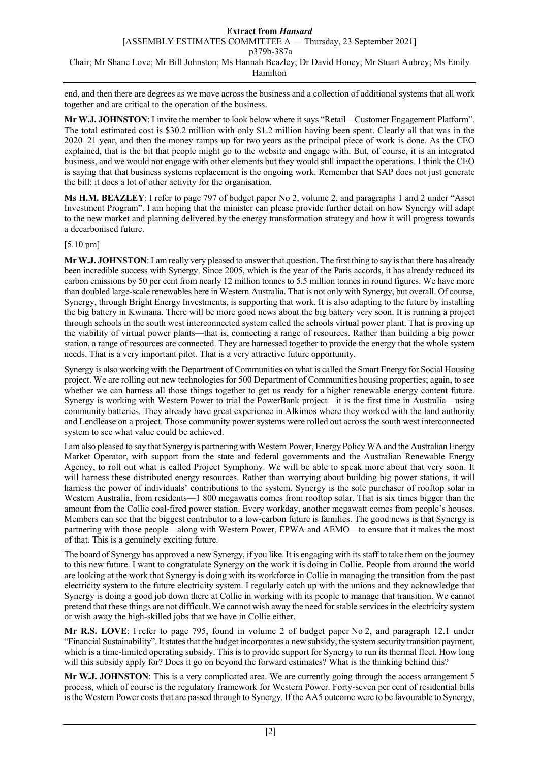end, and then there are degrees as we move across the business and a collection of additional systems that all work together and are critical to the operation of the business.

**Mr W.J. JOHNSTON**: I invite the member to look below where it says "Retail—Customer Engagement Platform". The total estimated cost is $30.2 million with only $1.2 million having been spent. Clearly all that was in the 2020–21 year, and then the money ramps up for two years as the principal piece of work is done. As the CEO explained, that is the bit that people might go to the website and engage with. But, of course, it is an integrated business, and we would not engage with other elements but they would still impact the operations. I think the CEO is saying that that business systems replacement is the ongoing work. Remember that SAP does not just generate the bill; it does a lot of other activity for the organisation.

**Ms H.M. BEAZLEY**: I refer to page 797 of budget paper No 2, volume 2, and paragraphs 1 and 2 under "Asset Investment Program". I am hoping that the minister can please provide further detail on how Synergy will adapt to the new market and planning delivered by the energy transformation strategy and how it will progress towards a decarbonised future.

[5.10 pm]

**Mr W.J. JOHNSTON**: I am really very pleased to answer that question. The first thing to say is that there has already been incredible success with Synergy. Since 2005, which is the year of the Paris accords, it has already reduced its carbon emissions by 50 per cent from nearly 12 million tonnes to 5.5 million tonnes in round figures. We have more than doubled large-scale renewables here in Western Australia. That is not only with Synergy, but overall. Of course, Synergy, through Bright Energy Investments, is supporting that work. It is also adapting to the future by installing the big battery in Kwinana. There will be more good news about the big battery very soon. It is running a project through schools in the south west interconnected system called the schools virtual power plant. That is proving up the viability of virtual power plants—that is, connecting a range of resources. Rather than building a big power station, a range of resources are connected. They are harnessed together to provide the energy that the whole system needs. That is a very important pilot. That is a very attractive future opportunity.

Synergy is also working with the Department of Communities on what is called the Smart Energy for Social Housing project. We are rolling out new technologies for 500 Department of Communities housing properties; again, to see whether we can harness all those things together to get us ready for a higher renewable energy content future. Synergy is working with Western Power to trial the PowerBank project—it is the first time in Australia—using community batteries. They already have great experience in Alkimos where they worked with the land authority and Lendlease on a project. Those community power systems were rolled out across the south west interconnected system to see what value could be achieved.

I am also pleased to say that Synergy is partnering with Western Power, Energy Policy WA and the Australian Energy Market Operator, with support from the state and federal governments and the Australian Renewable Energy Agency, to roll out what is called Project Symphony. We will be able to speak more about that very soon. It will harness these distributed energy resources. Rather than worrying about building big power stations, it will harness the power of individuals' contributions to the system. Synergy is the sole purchaser of rooftop solar in Western Australia, from residents—1 800 megawatts comes from rooftop solar. That is six times bigger than the amount from the Collie coal-fired power station. Every workday, another megawatt comes from people's houses. Members can see that the biggest contributor to a low-carbon future is families. The good news is that Synergy is partnering with those people—along with Western Power, EPWA and AEMO—to ensure that it makes the most of that. This is a genuinely exciting future.

The board of Synergy has approved a new Synergy, if you like. It is engaging with its staff to take them on the journey to this new future. I want to congratulate Synergy on the work it is doing in Collie. People from around the world are looking at the work that Synergy is doing with its workforce in Collie in managing the transition from the past electricity system to the future electricity system. I regularly catch up with the unions and they acknowledge that Synergy is doing a good job down there at Collie in working with its people to manage that transition. We cannot pretend that these things are not difficult. We cannot wish away the need for stable services in the electricity system or wish away the high-skilled jobs that we have in Collie either.

**Mr R.S. LOVE**: I refer to page 795, found in volume 2 of budget paper No 2, and paragraph 12.1 under "Financial Sustainability". It states that the budget incorporates a new subsidy, the system security transition payment, which is a time-limited operating subsidy. This is to provide support for Synergy to run its thermal fleet. How long will this subsidy apply for? Does it go on beyond the forward estimates? What is the thinking behind this?

**Mr W.J. JOHNSTON**: This is a very complicated area. We are currently going through the access arrangement 5 process, which of course is the regulatory framework for Western Power. Forty-seven per cent of residential bills is the Western Power costs that are passed through to Synergy. If the AA5 outcome were to be favourable to Synergy,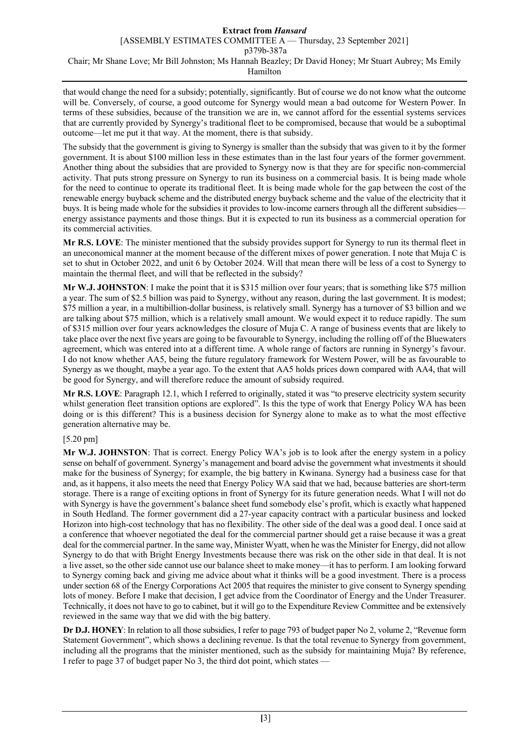that would change the need for a subsidy; potentially, significantly. But of course we do not know what the outcome will be. Conversely, of course, a good outcome for Synergy would mean a bad outcome for Western Power. In terms of these subsidies, because of the transition we are in, we cannot afford for the essential systems services that are currently provided by Synergy's traditional fleet to be compromised, because that would be a suboptimal outcome—let me put it that way. At the moment, there is that subsidy.

The subsidy that the government is giving to Synergy is smaller than the subsidy that was given to it by the former government. It is about $100 million less in these estimates than in the last four years of the former government. Another thing about the subsidies that are provided to Synergy now is that they are for specific non-commercial activity. That puts strong pressure on Synergy to run its business on a commercial basis. It is being made whole for the need to continue to operate its traditional fleet. It is being made whole for the gap between the cost of the renewable energy buyback scheme and the distributed energy buyback scheme and the value of the electricity that it buys. It is being made whole for the subsidies it provides to low-income earners through all the different subsidies—energy assistance payments and those things. But it is expected to run its business as a commercial operation for its commercial activities.

**Mr R.S. LOVE**: The minister mentioned that the subsidy provides support for Synergy to run its thermal fleet in an uneconomical manner at the moment because of the different mixes of power generation. I note that Muja C is set to shut in October 2022, and unit 6 by October 2024. Will that mean there will be less of a cost to Synergy to maintain the thermal fleet, and will that be reflected in the subsidy?

**Mr W.J. JOHNSTON**: I make the point that it is $315 million over four years; that is something like $75 million a year. The sum of $2.5 billion was paid to Synergy, without any reason, during the last government. It is modest; $75 million a year, in a multibillion-dollar business, is relatively small. Synergy has a turnover of $3 billion and we are talking about $75 million, which is a relatively small amount. We would expect it to reduce rapidly. The sum of $315 million over four years acknowledges the closure of Muja C. A range of business events that are likely to take place over the next five years are going to be favourable to Synergy, including the rolling off of the Bluewaters agreement, which was entered into at a different time. A whole range of factors are running in Synergy's favour. I do not know whether AA5, being the future regulatory framework for Western Power, will be as favourable to Synergy as we thought, maybe a year ago. To the extent that AA5 holds prices down compared with AA4, that will be good for Synergy, and will therefore reduce the amount of subsidy required.

**Mr R.S. LOVE**: Paragraph 12.1, which I referred to originally, stated it was "to preserve electricity system security whilst generation fleet transition options are explored". Is this the type of work that Energy Policy WA has been doing or is this different? This is a business decision for Synergy alone to make as to what the most effective generation alternative may be.

[5.20 pm]

**Mr W.J. JOHNSTON**: That is correct. Energy Policy WA's job is to look after the energy system in a policy sense on behalf of government. Synergy's management and board advise the government what investments it should make for the business of Synergy; for example, the big battery in Kwinana. Synergy had a business case for that and, as it happens, it also meets the need that Energy Policy WA said that we had, because batteries are short-term storage. There is a range of exciting options in front of Synergy for its future generation needs. What I will not do with Synergy is have the government's balance sheet fund somebody else's profit, which is exactly what happened in South Hedland. The former government did a 27-year capacity contract with a particular business and locked Horizon into high-cost technology that has no flexibility. The other side of the deal was a good deal. I once said at a conference that whoever negotiated the deal for the commercial partner should get a raise because it was a great deal for the commercial partner. In the same way, Minister Wyatt, when he was the Minister for Energy, did not allow Synergy to do that with Bright Energy Investments because there was risk on the other side in that deal. It is not a live asset, so the other side cannot use our balance sheet to make money—it has to perform. I am looking forward to Synergy coming back and giving me advice about what it thinks will be a good investment. There is a process under section 68 of the Energy Corporations Act 2005 that requires the minister to give consent to Synergy spending lots of money. Before I make that decision, I get advice from the Coordinator of Energy and the Under Treasurer. Technically, it does not have to go to cabinet, but it will go to the Expenditure Review Committee and be extensively reviewed in the same way that we did with the big battery.

**Dr D.J. HONEY**: In relation to all those subsidies, I refer to page 793 of budget paper No 2, volume 2, "Revenue form Statement Government", which shows a declining revenue. Is that the total revenue to Synergy from government, including all the programs that the minister mentioned, such as the subsidy for maintaining Muja? By reference, I refer to page 37 of budget paper No 3, the third dot point, which states —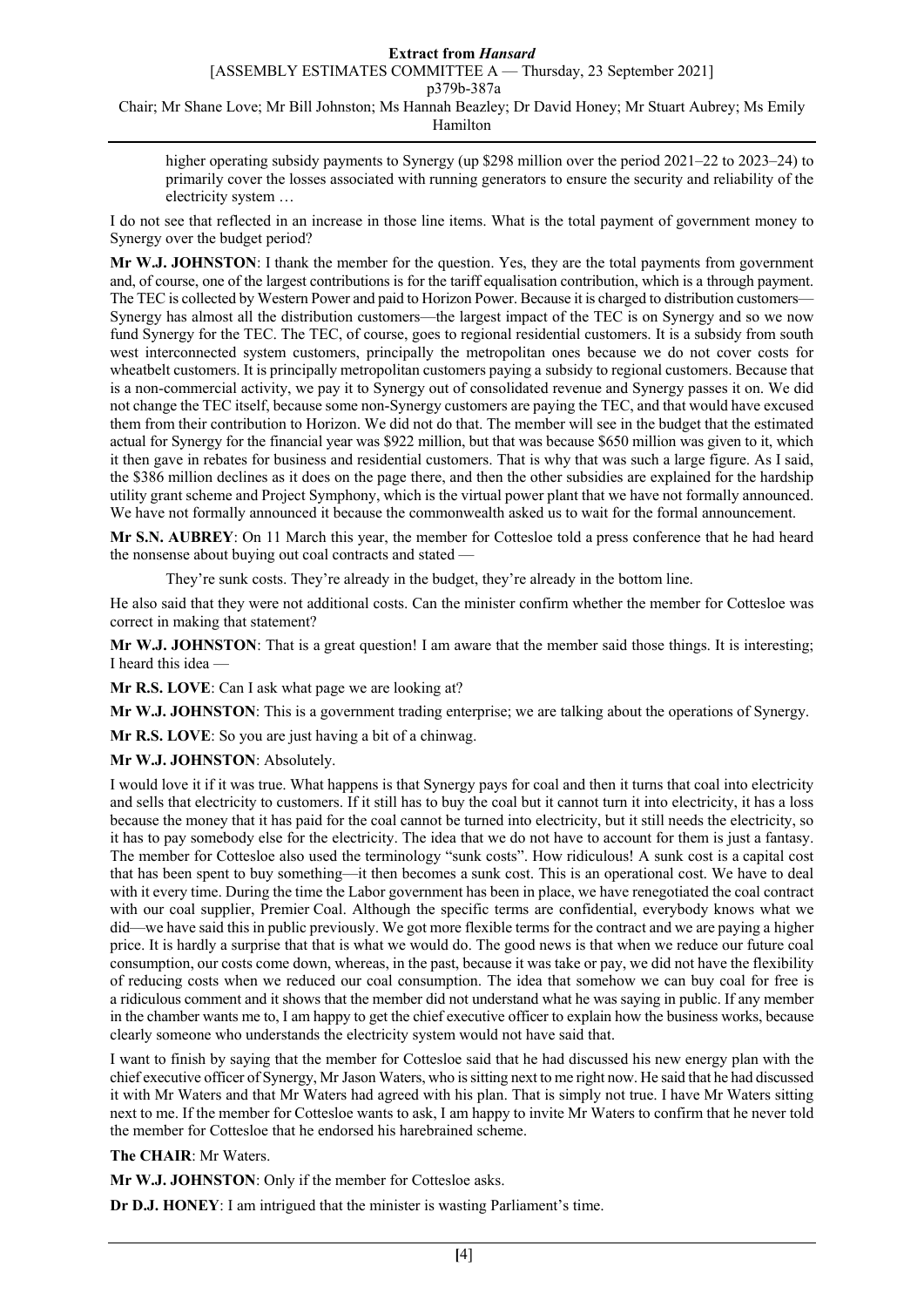higher operating subsidy payments to Synergy (up $298 million over the period 2021–22 to 2023–24) to primarily cover the losses associated with running generators to ensure the security and reliability of the electricity system …

I do not see that reflected in an increase in those line items. What is the total payment of government money to Synergy over the budget period?

**Mr W.J. JOHNSTON**: I thank the member for the question. Yes, they are the total payments from government and, of course, one of the largest contributions is for the tariff equalisation contribution, which is a through payment. The TEC is collected by Western Power and paid to Horizon Power. Because it is charged to distribution customers—Synergy has almost all the distribution customers—the largest impact of the TEC is on Synergy and so we now fund Synergy for the TEC. The TEC, of course, goes to regional residential customers. It is a subsidy from south west interconnected system customers, principally the metropolitan ones because we do not cover costs for wheatbelt customers. It is principally metropolitan customers paying a subsidy to regional customers. Because that is a non-commercial activity, we pay it to Synergy out of consolidated revenue and Synergy passes it on. We did not change the TEC itself, because some non-Synergy customers are paying the TEC, and that would have excused them from their contribution to Horizon. We did not do that. The member will see in the budget that the estimated actual for Synergy for the financial year was $922 million, but that was because $650 million was given to it, which it then gave in rebates for business and residential customers. That is why that was such a large figure. As I said, the $386 million declines as it does on the page there, and then the other subsidies are explained for the hardship utility grant scheme and Project Symphony, which is the virtual power plant that we have not formally announced. We have not formally announced it because the commonwealth asked us to wait for the formal announcement.

**Mr S.N. AUBREY**: On 11 March this year, the member for Cottesloe told a press conference that he had heard the nonsense about buying out coal contracts and stated —

> They're sunk costs. They're already in the budget, they're already in the bottom line.

He also said that they were not additional costs. Can the minister confirm whether the member for Cottesloe was correct in making that statement?

**Mr W.J. JOHNSTON**: That is a great question! I am aware that the member said those things. It is interesting; I heard this idea —

**Mr R.S. LOVE**: Can I ask what page we are looking at?

**Mr W.J. JOHNSTON**: This is a government trading enterprise; we are talking about the operations of Synergy.

**Mr R.S. LOVE**: So you are just having a bit of a chinwag.

**Mr W.J. JOHNSTON**: Absolutely.

I would love it if it was true. What happens is that Synergy pays for coal and then it turns that coal into electricity and sells that electricity to customers. If it still has to buy the coal but it cannot turn it into electricity, it has a loss because the money that it has paid for the coal cannot be turned into electricity, but it still needs the electricity, so it has to pay somebody else for the electricity. The idea that we do not have to account for them is just a fantasy. The member for Cottesloe also used the terminology "sunk costs". How ridiculous! A sunk cost is a capital cost that has been spent to buy something—it then becomes a sunk cost. This is an operational cost. We have to deal with it every time. During the time the Labor government has been in place, we have renegotiated the coal contract with our coal supplier, Premier Coal. Although the specific terms are confidential, everybody knows what we did—we have said this in public previously. We got more flexible terms for the contract and we are paying a higher price. It is hardly a surprise that that is what we would do. The good news is that when we reduce our future coal consumption, our costs come down, whereas, in the past, because it was take or pay, we did not have the flexibility of reducing costs when we reduced our coal consumption. The idea that somehow we can buy coal for free is a ridiculous comment and it shows that the member did not understand what he was saying in public. If any member in the chamber wants me to, I am happy to get the chief executive officer to explain how the business works, because clearly someone who understands the electricity system would not have said that.

I want to finish by saying that the member for Cottesloe said that he had discussed his new energy plan with the chief executive officer of Synergy, Mr Jason Waters, who is sitting next to me right now. He said that he had discussed it with Mr Waters and that Mr Waters had agreed with his plan. That is simply not true. I have Mr Waters sitting next to me. If the member for Cottesloe wants to ask, I am happy to invite Mr Waters to confirm that he never told the member for Cottesloe that he endorsed his harebrained scheme.

**The CHAIR**: Mr Waters.

**Mr W.J. JOHNSTON**: Only if the member for Cottesloe asks.

**Dr D.J. HONEY**: I am intrigued that the minister is wasting Parliament's time.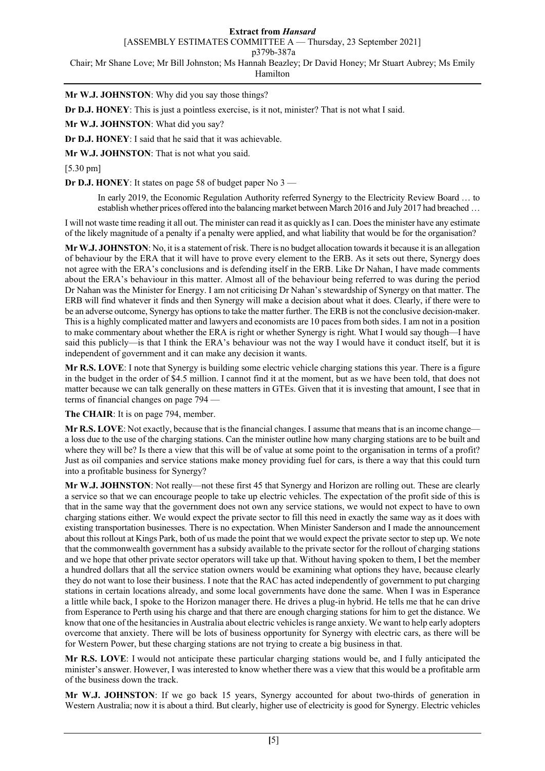**Mr W.J. JOHNSTON**: Why did you say those things?

**Dr D.J. HONEY**: This is just a pointless exercise, is it not, minister? That is not what I said.

**Mr W.J. JOHNSTON**: What did you say?

**Dr D.J. HONEY**: I said that he said that it was achievable.

**Mr W.J. JOHNSTON**: That is not what you said.

[5.30 pm]

**Dr D.J. HONEY**: It states on page 58 of budget paper No 3 —

> In early 2019, the Economic Regulation Authority referred Synergy to the Electricity Review Board … to establish whether prices offered into the balancing market between March 2016 and July 2017 had breached …

I will not waste time reading it all out. The minister can read it as quickly as I can. Does the minister have any estimate of the likely magnitude of a penalty if a penalty were applied, and what liability that would be for the organisation?

**Mr W.J. JOHNSTON**: No, it is a statement of risk. There is no budget allocation towards it because it is an allegation of behaviour by the ERA that it will have to prove every element to the ERB. As it sets out there, Synergy does not agree with the ERA's conclusions and is defending itself in the ERB. Like Dr Nahan, I have made comments about the ERA's behaviour in this matter. Almost all of the behaviour being referred to was during the period Dr Nahan was the Minister for Energy. I am not criticising Dr Nahan's stewardship of Synergy on that matter. The ERB will find whatever it finds and then Synergy will make a decision about what it does. Clearly, if there were to be an adverse outcome, Synergy has options to take the matter further. The ERB is not the conclusive decision-maker. This is a highly complicated matter and lawyers and economists are 10 paces from both sides. I am not in a position to make commentary about whether the ERA is right or whether Synergy is right. What I would say though—I have said this publicly—is that I think the ERA's behaviour was not the way I would have it conduct itself, but it is independent of government and it can make any decision it wants.

**Mr R.S. LOVE**: I note that Synergy is building some electric vehicle charging stations this year. There is a figure in the budget in the order of $4.5 million. I cannot find it at the moment, but as we have been told, that does not matter because we can talk generally on these matters in GTEs. Given that it is investing that amount, I see that in terms of financial changes on page 794 —

**The CHAIR**: It is on page 794, member.

**Mr R.S. LOVE**: Not exactly, because that is the financial changes. I assume that means that is an income change—a loss due to the use of the charging stations. Can the minister outline how many charging stations are to be built and where they will be? Is there a view that this will be of value at some point to the organisation in terms of a profit? Just as oil companies and service stations make money providing fuel for cars, is there a way that this could turn into a profitable business for Synergy?

**Mr W.J. JOHNSTON**: Not really—not these first 45 that Synergy and Horizon are rolling out. These are clearly a service so that we can encourage people to take up electric vehicles. The expectation of the profit side of this is that in the same way that the government does not own any service stations, we would not expect to have to own charging stations either. We would expect the private sector to fill this need in exactly the same way as it does with existing transportation businesses. There is no expectation. When Minister Sanderson and I made the announcement about this rollout at Kings Park, both of us made the point that we would expect the private sector to step up. We note that the commonwealth government has a subsidy available to the private sector for the rollout of charging stations and we hope that other private sector operators will take up that. Without having spoken to them, I bet the member a hundred dollars that all the service station owners would be examining what options they have, because clearly they do not want to lose their business. I note that the RAC has acted independently of government to put charging stations in certain locations already, and some local governments have done the same. When I was in Esperance a little while back, I spoke to the Horizon manager there. He drives a plug-in hybrid. He tells me that he can drive from Esperance to Perth using his charge and that there are enough charging stations for him to get the distance. We know that one of the hesitancies in Australia about electric vehicles is range anxiety. We want to help early adopters overcome that anxiety. There will be lots of business opportunity for Synergy with electric cars, as there will be for Western Power, but these charging stations are not trying to create a big business in that.

**Mr R.S. LOVE**: I would not anticipate these particular charging stations would be, and I fully anticipated the minister's answer. However, I was interested to know whether there was a view that this would be a profitable arm of the business down the track.

**Mr W.J. JOHNSTON**: If we go back 15 years, Synergy accounted for about two-thirds of generation in Western Australia; now it is about a third. But clearly, higher use of electricity is good for Synergy. Electric vehicles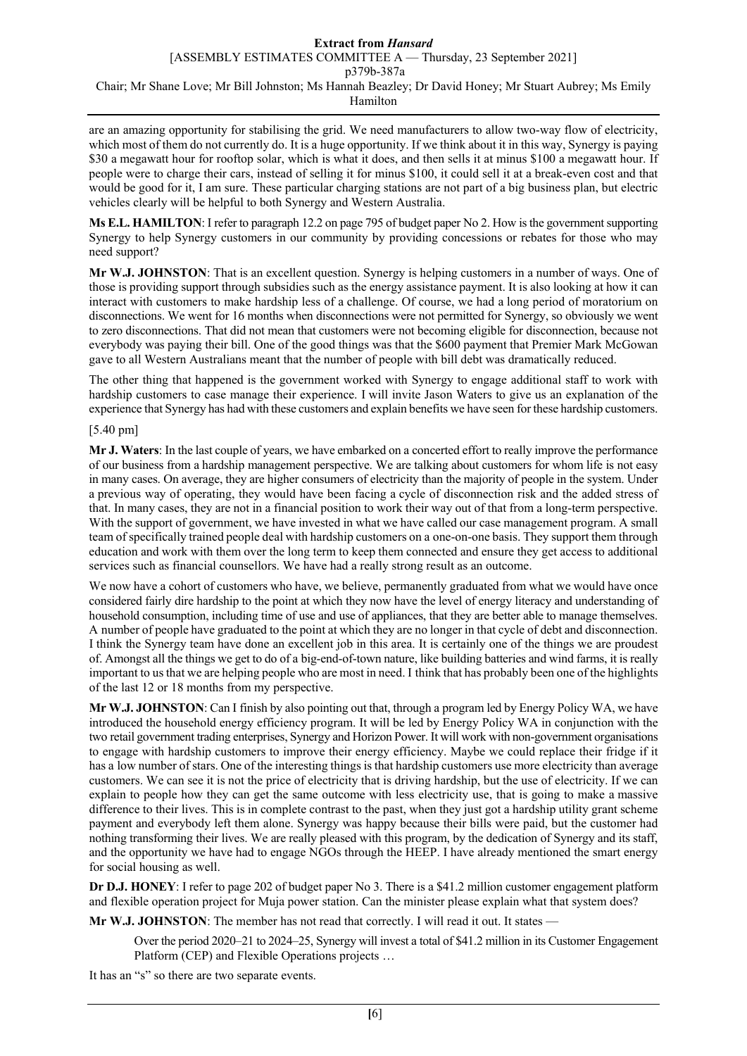are an amazing opportunity for stabilising the grid. We need manufacturers to allow two-way flow of electricity, which most of them do not currently do. It is a huge opportunity. If we think about it in this way, Synergy is paying $30 a megawatt hour for rooftop solar, which is what it does, and then sells it at minus $100 a megawatt hour. If people were to charge their cars, instead of selling it for minus $100, it could sell it at a break-even cost and that would be good for it, I am sure. These particular charging stations are not part of a big business plan, but electric vehicles clearly will be helpful to both Synergy and Western Australia.

**Ms E.L. HAMILTON**: I refer to paragraph 12.2 on page 795 of budget paper No 2. How is the government supporting Synergy to help Synergy customers in our community by providing concessions or rebates for those who may need support?

**Mr W.J. JOHNSTON**: That is an excellent question. Synergy is helping customers in a number of ways. One of those is providing support through subsidies such as the energy assistance payment. It is also looking at how it can interact with customers to make hardship less of a challenge. Of course, we had a long period of moratorium on disconnections. We went for 16 months when disconnections were not permitted for Synergy, so obviously we went to zero disconnections. That did not mean that customers were not becoming eligible for disconnection, because not everybody was paying their bill. One of the good things was that the $600 payment that Premier Mark McGowan gave to all Western Australians meant that the number of people with bill debt was dramatically reduced.

The other thing that happened is the government worked with Synergy to engage additional staff to work with hardship customers to case manage their experience. I will invite Jason Waters to give us an explanation of the experience that Synergy has had with these customers and explain benefits we have seen for these hardship customers.

[5.40 pm]

**Mr J. Waters**: In the last couple of years, we have embarked on a concerted effort to really improve the performance of our business from a hardship management perspective. We are talking about customers for whom life is not easy in many cases. On average, they are higher consumers of electricity than the majority of people in the system. Under a previous way of operating, they would have been facing a cycle of disconnection risk and the added stress of that. In many cases, they are not in a financial position to work their way out of that from a long-term perspective. With the support of government, we have invested in what we have called our case management program. A small team of specifically trained people deal with hardship customers on a one-on-one basis. They support them through education and work with them over the long term to keep them connected and ensure they get access to additional services such as financial counsellors. We have had a really strong result as an outcome.

We now have a cohort of customers who have, we believe, permanently graduated from what we would have once considered fairly dire hardship to the point at which they now have the level of energy literacy and understanding of household consumption, including time of use and use of appliances, that they are better able to manage themselves. A number of people have graduated to the point at which they are no longer in that cycle of debt and disconnection. I think the Synergy team have done an excellent job in this area. It is certainly one of the things we are proudest of. Amongst all the things we get to do of a big-end-of-town nature, like building batteries and wind farms, it is really important to us that we are helping people who are most in need. I think that has probably been one of the highlights of the last 12 or 18 months from my perspective.

**Mr W.J. JOHNSTON**: Can I finish by also pointing out that, through a program led by Energy Policy WA, we have introduced the household energy efficiency program. It will be led by Energy Policy WA in conjunction with the two retail government trading enterprises, Synergy and Horizon Power. It will work with non-government organisations to engage with hardship customers to improve their energy efficiency. Maybe we could replace their fridge if it has a low number of stars. One of the interesting things is that hardship customers use more electricity than average customers. We can see it is not the price of electricity that is driving hardship, but the use of electricity. If we can explain to people how they can get the same outcome with less electricity use, that is going to make a massive difference to their lives. This is in complete contrast to the past, when they just got a hardship utility grant scheme payment and everybody left them alone. Synergy was happy because their bills were paid, but the customer had nothing transforming their lives. We are really pleased with this program, by the dedication of Synergy and its staff, and the opportunity we have had to engage NGOs through the HEEP. I have already mentioned the smart energy for social housing as well.

**Dr D.J. HONEY**: I refer to page 202 of budget paper No 3. There is a $41.2 million customer engagement platform and flexible operation project for Muja power station. Can the minister please explain what that system does?

**Mr W.J. JOHNSTON**: The member has not read that correctly. I will read it out. It states —

> Over the period 2020–21 to 2024–25, Synergy will invest a total of $41.2 million in its Customer Engagement Platform (CEP) and Flexible Operations projects …

It has an "s" so there are two separate events.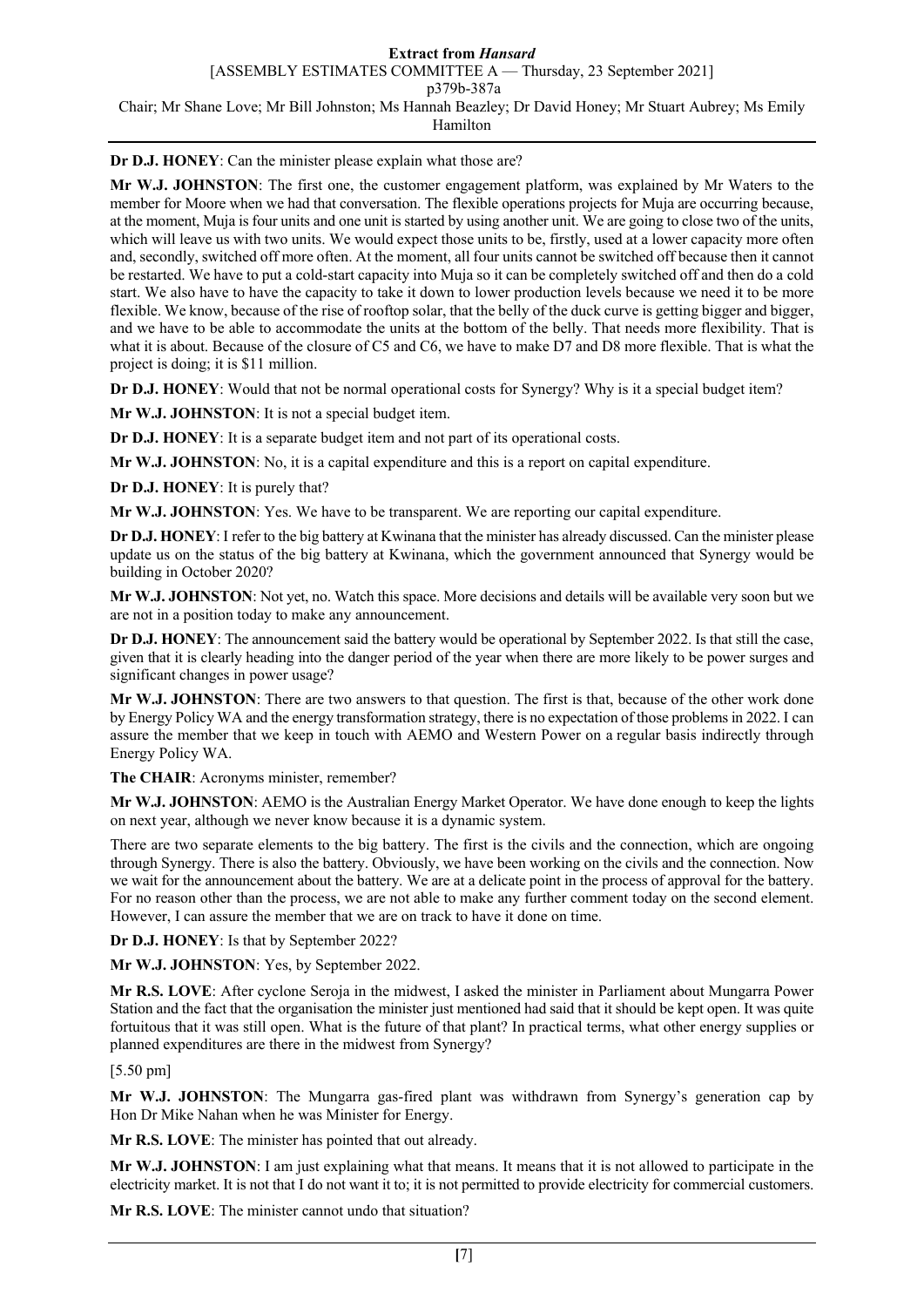**Dr D.J. HONEY**: Can the minister please explain what those are?

**Mr W.J. JOHNSTON**: The first one, the customer engagement platform, was explained by Mr Waters to the member for Moore when we had that conversation. The flexible operations projects for Muja are occurring because, at the moment, Muja is four units and one unit is started by using another unit. We are going to close two of the units, which will leave us with two units. We would expect those units to be, firstly, used at a lower capacity more often and, secondly, switched off more often. At the moment, all four units cannot be switched off because then it cannot be restarted. We have to put a cold-start capacity into Muja so it can be completely switched off and then do a cold start. We also have to have the capacity to take it down to lower production levels because we need it to be more flexible. We know, because of the rise of rooftop solar, that the belly of the duck curve is getting bigger and bigger, and we have to be able to accommodate the units at the bottom of the belly. That needs more flexibility. That is what it is about. Because of the closure of C5 and C6, we have to make D7 and D8 more flexible. That is what the project is doing; it is $11 million.

**Dr D.J. HONEY**: Would that not be normal operational costs for Synergy? Why is it a special budget item?

**Mr W.J. JOHNSTON**: It is not a special budget item.

**Dr D.J. HONEY**: It is a separate budget item and not part of its operational costs.

**Mr W.J. JOHNSTON**: No, it is a capital expenditure and this is a report on capital expenditure.

**Dr D.J. HONEY**: It is purely that?

**Mr W.J. JOHNSTON**: Yes. We have to be transparent. We are reporting our capital expenditure.

**Dr D.J. HONEY**: I refer to the big battery at Kwinana that the minister has already discussed. Can the minister please update us on the status of the big battery at Kwinana, which the government announced that Synergy would be building in October 2020?

**Mr W.J. JOHNSTON**: Not yet, no. Watch this space. More decisions and details will be available very soon but we are not in a position today to make any announcement.

**Dr D.J. HONEY**: The announcement said the battery would be operational by September 2022. Is that still the case, given that it is clearly heading into the danger period of the year when there are more likely to be power surges and significant changes in power usage?

**Mr W.J. JOHNSTON**: There are two answers to that question. The first is that, because of the other work done by Energy Policy WA and the energy transformation strategy, there is no expectation of those problems in 2022. I can assure the member that we keep in touch with AEMO and Western Power on a regular basis indirectly through Energy Policy WA.

**The CHAIR**: Acronyms minister, remember?

**Mr W.J. JOHNSTON**: AEMO is the Australian Energy Market Operator. We have done enough to keep the lights on next year, although we never know because it is a dynamic system.

There are two separate elements to the big battery. The first is the civils and the connection, which are ongoing through Synergy. There is also the battery. Obviously, we have been working on the civils and the connection. Now we wait for the announcement about the battery. We are at a delicate point in the process of approval for the battery. For no reason other than the process, we are not able to make any further comment today on the second element. However, I can assure the member that we are on track to have it done on time.

**Dr D.J. HONEY**: Is that by September 2022?

**Mr W.J. JOHNSTON**: Yes, by September 2022.

**Mr R.S. LOVE**: After cyclone Seroja in the midwest, I asked the minister in Parliament about Mungarra Power Station and the fact that the organisation the minister just mentioned had said that it should be kept open. It was quite fortuitous that it was still open. What is the future of that plant? In practical terms, what other energy supplies or planned expenditures are there in the midwest from Synergy?

[5.50 pm]

**Mr W.J. JOHNSTON**: The Mungarra gas-fired plant was withdrawn from Synergy's generation cap by Hon Dr Mike Nahan when he was Minister for Energy.

**Mr R.S. LOVE**: The minister has pointed that out already.

**Mr W.J. JOHNSTON**: I am just explaining what that means. It means that it is not allowed to participate in the electricity market. It is not that I do not want it to; it is not permitted to provide electricity for commercial customers.

**Mr R.S. LOVE**: The minister cannot undo that situation?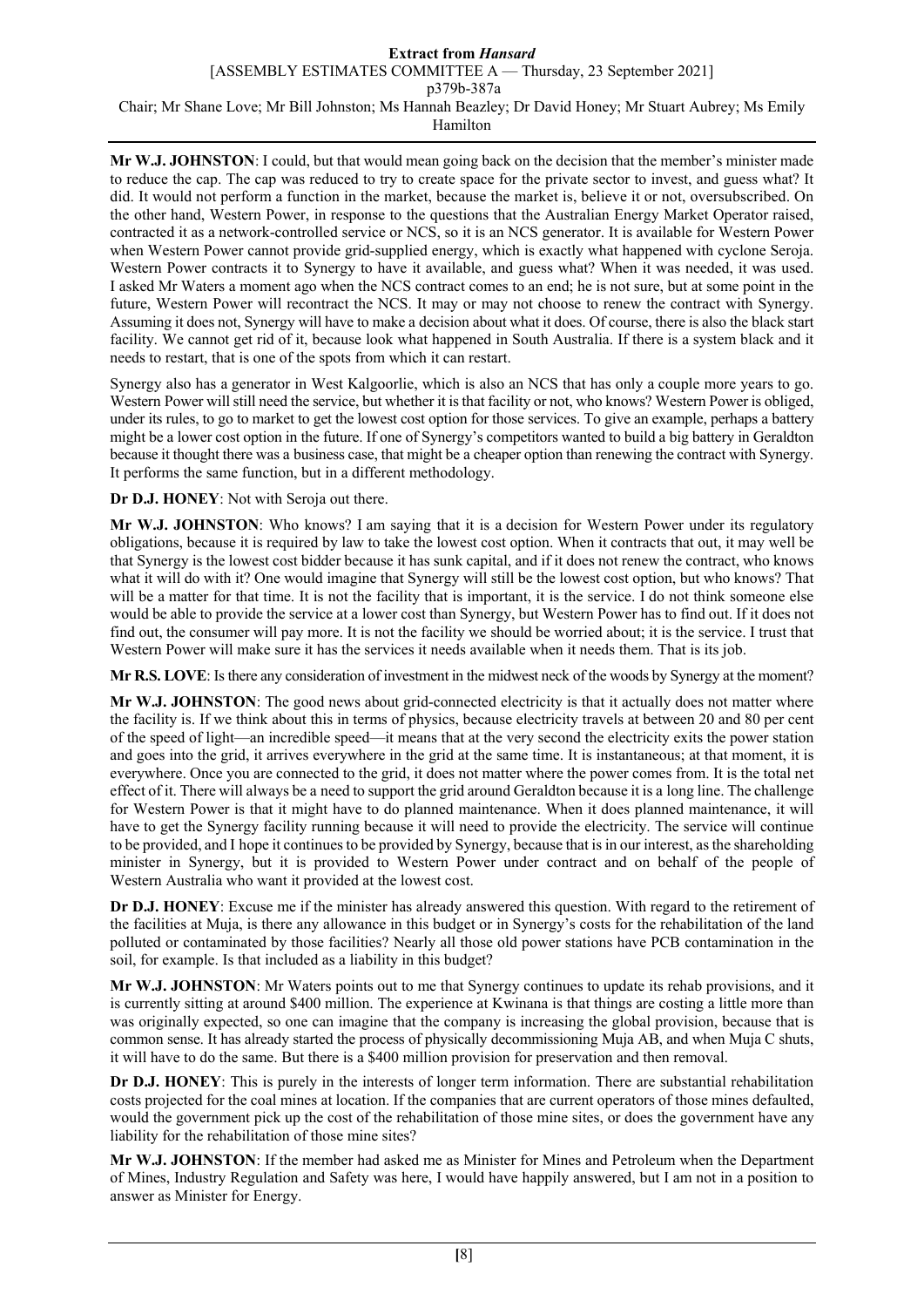**Mr W.J. JOHNSTON**: I could, but that would mean going back on the decision that the member's minister made to reduce the cap. The cap was reduced to try to create space for the private sector to invest, and guess what? It did. It would not perform a function in the market, because the market is, believe it or not, oversubscribed. On the other hand, Western Power, in response to the questions that the Australian Energy Market Operator raised, contracted it as a network-controlled service or NCS, so it is an NCS generator. It is available for Western Power when Western Power cannot provide grid-supplied energy, which is exactly what happened with cyclone Seroja. Western Power contracts it to Synergy to have it available, and guess what? When it was needed, it was used. I asked Mr Waters a moment ago when the NCS contract comes to an end; he is not sure, but at some point in the future, Western Power will recontract the NCS. It may or may not choose to renew the contract with Synergy. Assuming it does not, Synergy will have to make a decision about what it does. Of course, there is also the black start facility. We cannot get rid of it, because look what happened in South Australia. If there is a system black and it needs to restart, that is one of the spots from which it can restart.

Synergy also has a generator in West Kalgoorlie, which is also an NCS that has only a couple more years to go. Western Power will still need the service, but whether it is that facility or not, who knows? Western Power is obliged, under its rules, to go to market to get the lowest cost option for those services. To give an example, perhaps a battery might be a lower cost option in the future. If one of Synergy's competitors wanted to build a big battery in Geraldton because it thought there was a business case, that might be a cheaper option than renewing the contract with Synergy. It performs the same function, but in a different methodology.

**Dr D.J. HONEY**: Not with Seroja out there.

**Mr W.J. JOHNSTON**: Who knows? I am saying that it is a decision for Western Power under its regulatory obligations, because it is required by law to take the lowest cost option. When it contracts that out, it may well be that Synergy is the lowest cost bidder because it has sunk capital, and if it does not renew the contract, who knows what it will do with it? One would imagine that Synergy will still be the lowest cost option, but who knows? That will be a matter for that time. It is not the facility that is important, it is the service. I do not think someone else would be able to provide the service at a lower cost than Synergy, but Western Power has to find out. If it does not find out, the consumer will pay more. It is not the facility we should be worried about; it is the service. I trust that Western Power will make sure it has the services it needs available when it needs them. That is its job.

**Mr R.S. LOVE**: Is there any consideration of investment in the midwest neck of the woods by Synergy at the moment?

**Mr W.J. JOHNSTON**: The good news about grid-connected electricity is that it actually does not matter where the facility is. If we think about this in terms of physics, because electricity travels at between 20 and 80 per cent of the speed of light—an incredible speed—it means that at the very second the electricity exits the power station and goes into the grid, it arrives everywhere in the grid at the same time. It is instantaneous; at that moment, it is everywhere. Once you are connected to the grid, it does not matter where the power comes from. It is the total net effect of it. There will always be a need to support the grid around Geraldton because it is a long line. The challenge for Western Power is that it might have to do planned maintenance. When it does planned maintenance, it will have to get the Synergy facility running because it will need to provide the electricity. The service will continue to be provided, and I hope it continues to be provided by Synergy, because that is in our interest, as the shareholding minister in Synergy, but it is provided to Western Power under contract and on behalf of the people of Western Australia who want it provided at the lowest cost.

**Dr D.J. HONEY**: Excuse me if the minister has already answered this question. With regard to the retirement of the facilities at Muja, is there any allowance in this budget or in Synergy's costs for the rehabilitation of the land polluted or contaminated by those facilities? Nearly all those old power stations have PCB contamination in the soil, for example. Is that included as a liability in this budget?

**Mr W.J. JOHNSTON**: Mr Waters points out to me that Synergy continues to update its rehab provisions, and it is currently sitting at around $400 million. The experience at Kwinana is that things are costing a little more than was originally expected, so one can imagine that the company is increasing the global provision, because that is common sense. It has already started the process of physically decommissioning Muja AB, and when Muja C shuts, it will have to do the same. But there is a $400 million provision for preservation and then removal.

**Dr D.J. HONEY**: This is purely in the interests of longer term information. There are substantial rehabilitation costs projected for the coal mines at location. If the companies that are current operators of those mines defaulted, would the government pick up the cost of the rehabilitation of those mine sites, or does the government have any liability for the rehabilitation of those mine sites?

**Mr W.J. JOHNSTON**: If the member had asked me as Minister for Mines and Petroleum when the Department of Mines, Industry Regulation and Safety was here, I would have happily answered, but I am not in a position to answer as Minister for Energy.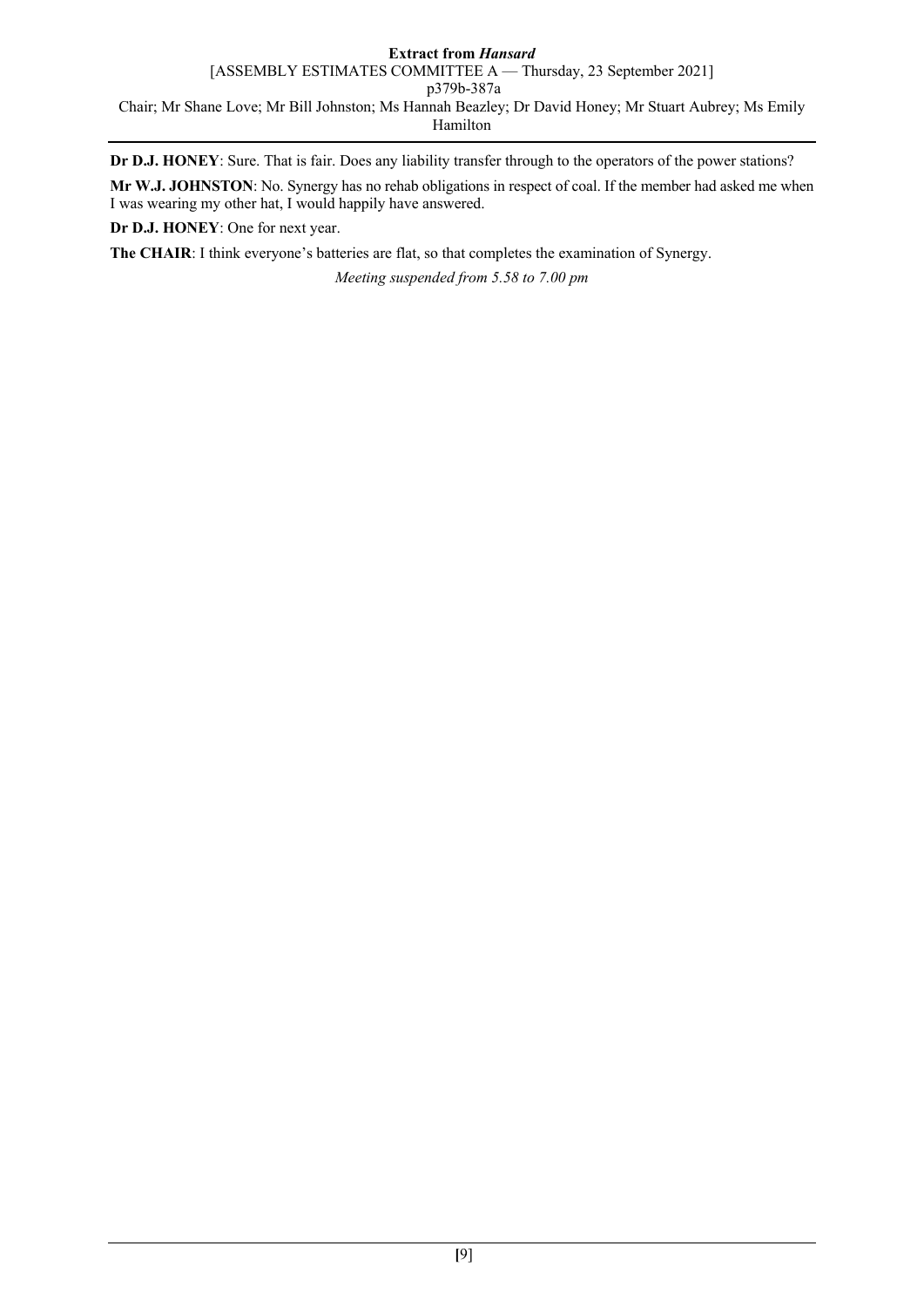**Dr D.J. HONEY**: Sure. That is fair. Does any liability transfer through to the operators of the power stations?

**Mr W.J. JOHNSTON**: No. Synergy has no rehab obligations in respect of coal. If the member had asked me when I was wearing my other hat, I would happily have answered.

**Dr D.J. HONEY**: One for next year.

**The CHAIR**: I think everyone's batteries are flat, so that completes the examination of Synergy.

*Meeting suspended from 5.58 to 7.00 pm*